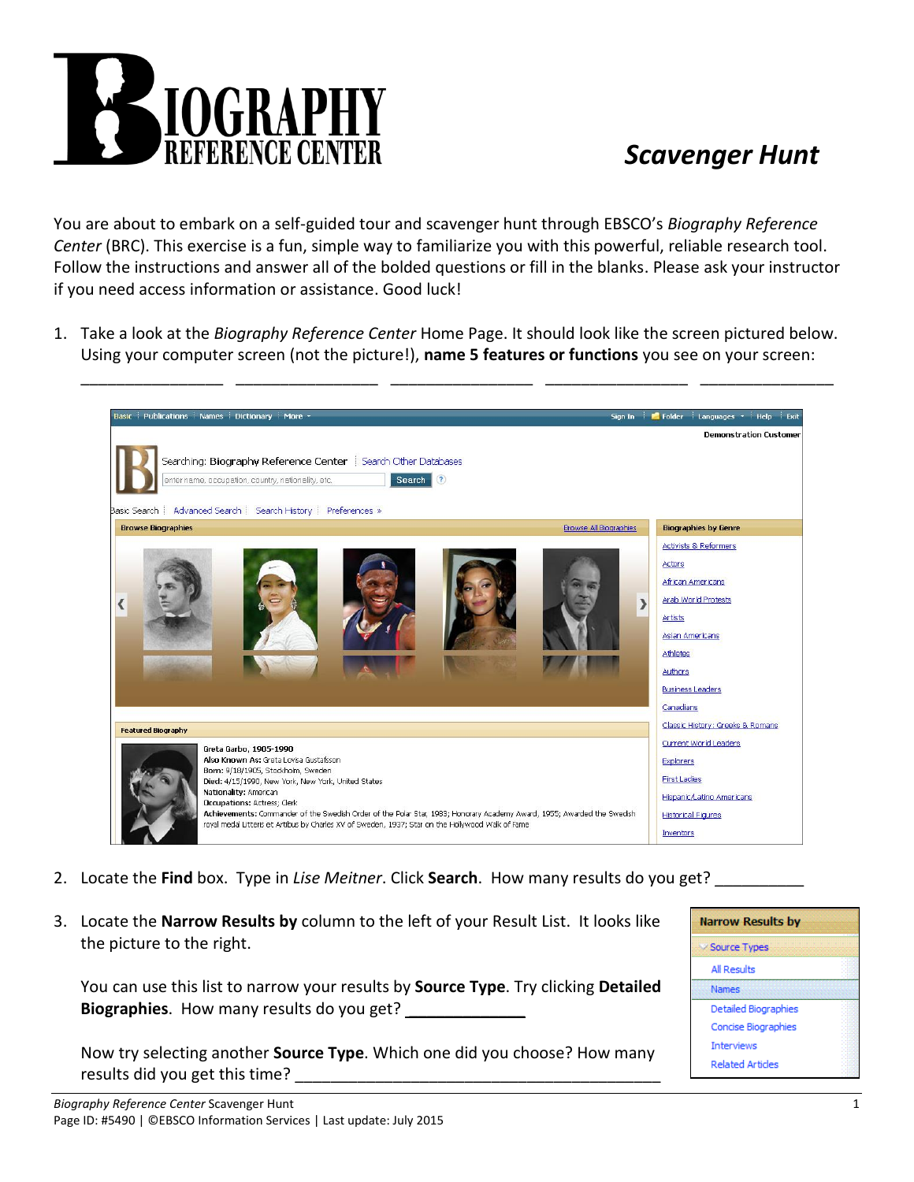# BIOGRAPHY REFERENCE CENTER

## *Scavenger Hunt*

You are about to embark on a self-guided tour and scavenger hunt through EBSCO's *Biography Reference Center* (BRC). This exercise is a fun, simple way to familiarize you with this powerful, reliable research tool. Follow the instructions and answer all of the bolded questions or fill in the blanks. Please ask your instructor if you need access information or assistance. Good luck!

1. Take a look at the *Biography Reference Center* Home Page. It should look like the screen pictured below. Using your computer screen (not the picture!), **name 5 features or functions** you see on your screen:

   \_\_\_\_\_\_\_\_\_\_\_\_\_\_\_\_ \_\_\_\_\_\_\_\_\_\_\_\_\_\_\_\_ \_\_\_\_\_\_\_\_\_\_\_\_\_\_\_\_ \_\_\_\_\_\_\_\_\_\_\_\_\_\_\_\_ \_\_\_\_\_\_\_\_\_\_\_\_\_\_\_\_

2. Locate the **Find** box. Type in *Lise Meitner*. Click **Search**. How many results do you get? \_\_\_\_\_\_\_\_\_\_

3. Locate the **Narrow Results by** column to the left of your Result List. It looks like the picture to the right.

   You can use this list to narrow your results by **Source Type**. Try clicking **Detailed Biographies**. How many results do you get? \_\_\_\_\_\_\_\_\_\_\_\_\_

   Now try selecting another **Source Type**. Which one did you choose? How many results did you get this time? \_\_\_\_\_\_\_\_\_\_\_\_\_\_\_\_\_\_\_\_\_\_\_\_\_\_\_\_\_\_\_\_\_\_\_\_\_\_\_\_\_\_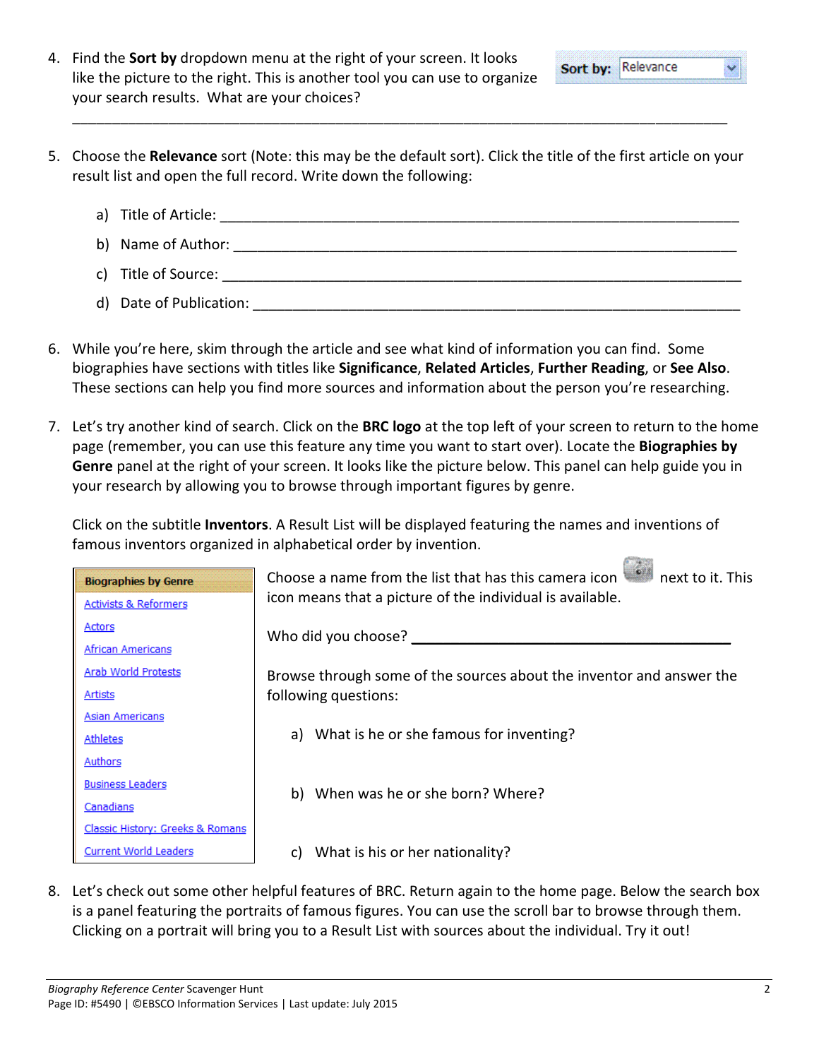4. Find the **Sort by** dropdown menu at the right of your screen. It looks like the picture to the right. This is another tool you can use to organize your search results. What are your choices?

   **Sort by:** Relevance

   ______________________________________________________________________________________

5. Choose the **Relevance** sort (Note: this may be the default sort). Click the title of the first article on your result list and open the full record. Write down the following:

   a) Title of Article: ______________________________________________________________

   b) Name of Author: ______________________________________________________________

   c) Title of Source: ______________________________________________________________

   d) Date of Publication: __________________________________________________________

6. While you're here, skim through the article and see what kind of information you can find. Some biographies have sections with titles like **Significance**, **Related Articles**, **Further Reading**, or **See Also**. These sections can help you find more sources and information about the person you're researching.

7. Let's try another kind of search. Click on the **BRC logo** at the top left of your screen to return to the home page (remember, you can use this feature any time you want to start over). Locate the **Biographies by Genre** panel at the right of your screen. It looks like the picture below. This panel can help guide you in your research by allowing you to browse through important figures by genre.

   Click on the subtitle **Inventors**. A Result List will be displayed featuring the names and inventions of famous inventors organized in alphabetical order by invention.

   **Biographies by Genre**
   - Activists & Reformers
   - Actors
   - African Americans
   - Arab World Protests
   - Artists
   - Asian Americans
   - Athletes
   - Authors
   - Business Leaders
   - Canadians
   - Classic History: Greeks & Romans
   - Current World Leaders

   Choose a name from the list that has this camera icon next to it. This icon means that a picture of the individual is available.

   Who did you choose? ________________________________________

   Browse through some of the sources about the inventor and answer the following questions:

   a) What is he or she famous for inventing?

   b) When was he or she born? Where?

   c) What is his or her nationality?

8. Let's check out some other helpful features of BRC. Return again to the home page. Below the search box is a panel featuring the portraits of famous figures. You can use the scroll bar to browse through them. Clicking on a portrait will bring you to a Result List with sources about the individual. Try it out!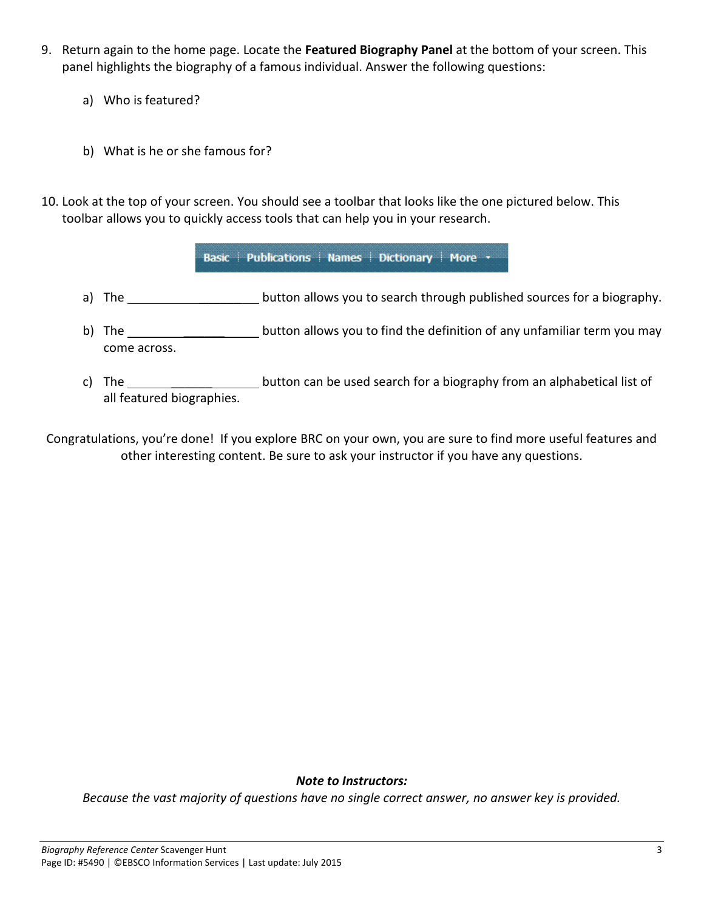9. Return again to the home page. Locate the **Featured Biography Panel** at the bottom of your screen. This panel highlights the biography of a famous individual. Answer the following questions:

   a) Who is featured?

   b) What is he or she famous for?

10. Look at the top of your screen. You should see a toolbar that looks like the one pictured below. This toolbar allows you to quickly access tools that can help you in your research.

   Basic | Publications | Names | Dictionary | More

   a) The ______________ button allows you to search through published sources for a biography.

   b) The ______________ button allows you to find the definition of any unfamiliar term you may come across.

   c) The ______________ button can be used search for a biography from an alphabetical list of all featured biographies.

Congratulations, you're done! If you explore BRC on your own, you are sure to find more useful features and other interesting content. Be sure to ask your instructor if you have any questions.

***Note to Instructors:***

*Because the vast majority of questions have no single correct answer, no answer key is provided.*